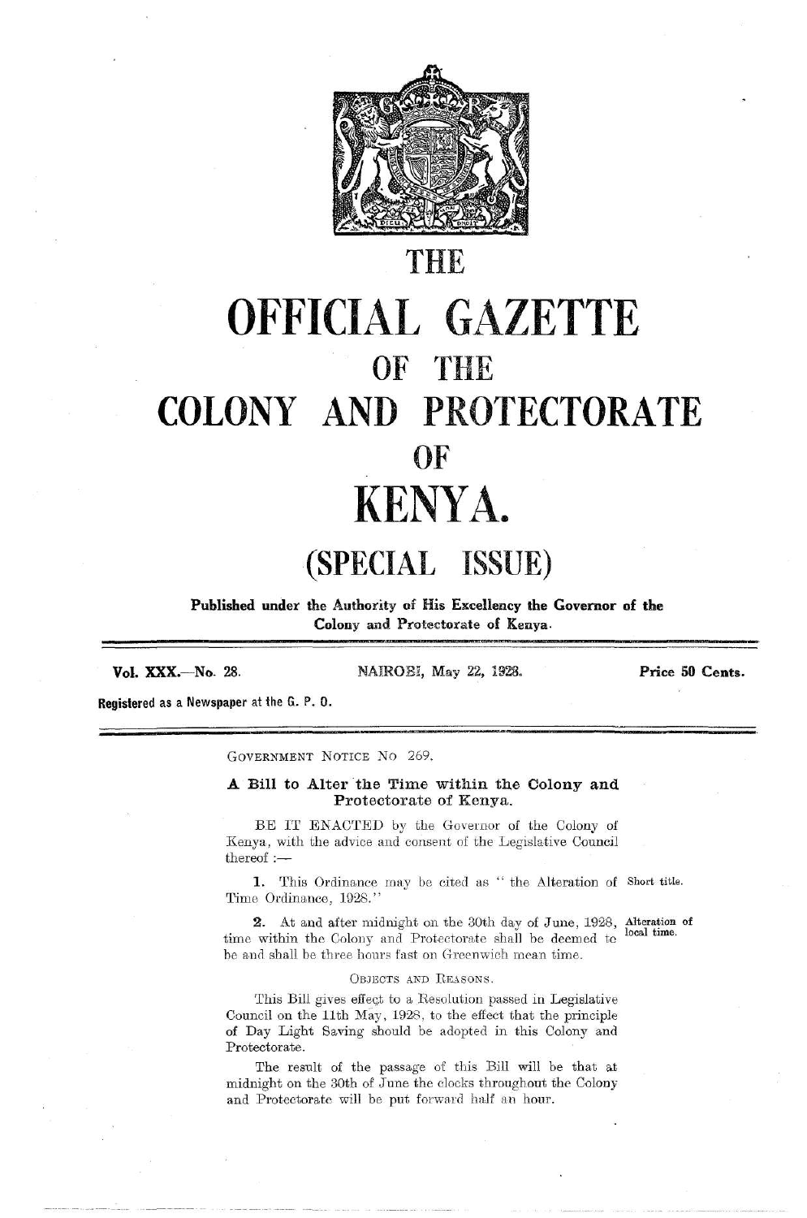# THE
# OFFICIAL GAZETTE
## OF THE
# COLONY AND PROTECTORATE
## OF
# KENYA.

## (SPECIAL ISSUE)

**Published under the Authority of His Excellency the Governor of the Colony and Protectorate of Kenya.**

**Vol. XXX.—No. 28.** NAIROBI, May 22, 1928. **Price 50 Cents.**

**Registered as a Newspaper at the G. P. O.**

---

GOVERNMENT NOTICE NO 269.

### A Bill to Alter the Time within the Colony and Protectorate of Kenya.

BE IT ENACTED by the Governor of the Colony of Kenya, with the advice and consent of the Legislative Council thereof :—

**1.** This Ordinance may be cited as " the Alteration of Time Ordinance, 1928." *Short title.*

**2.** At and after midnight on the 30th day of June, 1928, time within the Colony and Protectorate shall be deemed to be and shall be three hours fast on Greenwich mean time. *Alteration of local time.*

OBJECTS AND REASONS.

This Bill gives effect to a Resolution passed in Legislative Council on the 11th May, 1928, to the effect that the principle of Day Light Saving should be adopted in this Colony and Protectorate.

The result of the passage of this Bill will be that at midnight on the 30th of June the clocks throughout the Colony and Protectorate will be put forward half an hour.